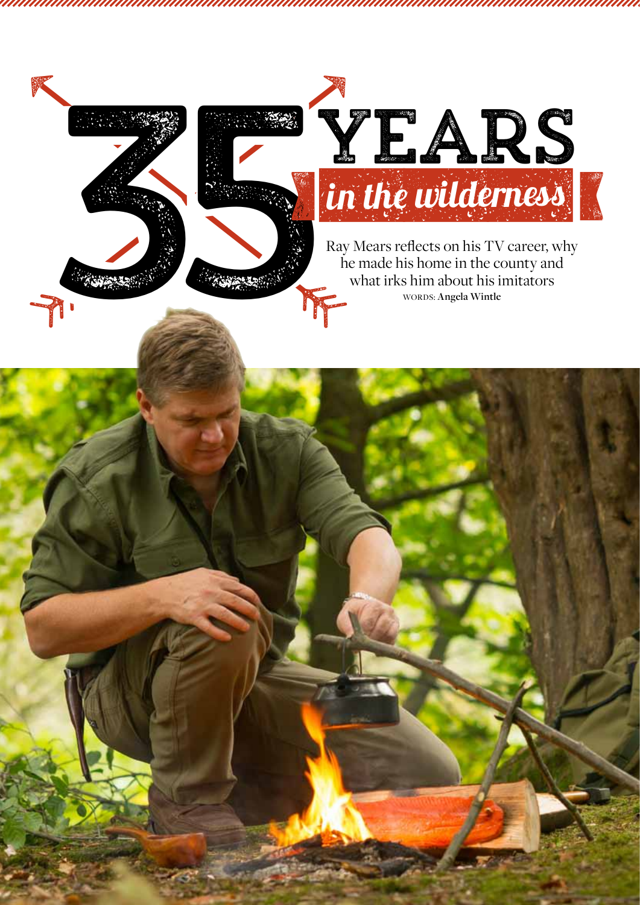# 35 YEARS *in the wilderness*

Ray Mears reflects on his TV career, why he made his home in the county and what irks him about his imitators

WORDS: **Angela Wintle**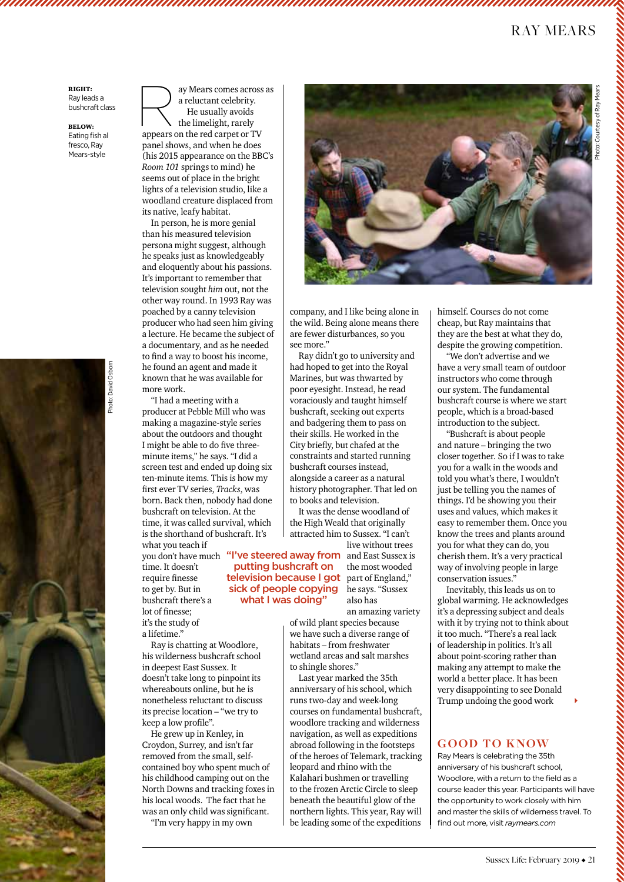**RIGHT:** Ray leads a bushcraft class

**BELOW:** Eating fish al fresco, Ray Mears-style

Photo: David Osborn

Photo: Courtesy of Ray Mears

Ray Mears comes across as a reluctant celebrity. He usually avoids the limelight, rarely appears on the red carpet or TV panel shows, and when he does (his 2015 appearance on the BBC's *Room 101* springs to mind) he seems out of place in the bright lights of a television studio, like a woodland creature displaced from its native, leafy habitat.

In person, he is more genial than his measured television persona might suggest, although he speaks just as knowledgeably and eloquently about his passions. It's important to remember that television sought *him* out, not the other way round. In 1993 Ray was poached by a canny television producer who had seen him giving a lecture. He became the subject of a documentary, and as he needed to find a way to boost his income, he found an agent and made it known that he was available for more work.

"I had a meeting with a producer at Pebble Mill who was making a magazine-style series about the outdoors and thought I might be able to do five three-minute items," he says. "I did a screen test and ended up doing six ten-minute items. This is how my first ever TV series, *Tracks*, was born. Back then, nobody had done bushcraft on television. At the time, it was called survival, which is the shorthand of bushcraft. It's what you teach if you don't have much time. It doesn't require finesse to get by. But in bushcraft there's a lot of finesse; it's the study of a lifetime."

Ray is chatting at Woodlore, his wilderness bushcraft school in deepest East Sussex. It doesn't take long to pinpoint its whereabouts online, but he is nonetheless reluctant to discuss its precise location – "we try to keep a low profile".

He grew up in Kenley, in Croydon, Surrey, and isn't far removed from the small, self-contained boy who spent much of his childhood camping out on the North Downs and tracking foxes in his local woods. The fact that he was an only child was significant. "I'm very happy in my own company, and I like being alone in the wild. Being alone means there are fewer disturbances, so you see more."

Ray didn't go to university and had hoped to get into the Royal Marines, but was thwarted by poor eyesight. Instead, he read voraciously and taught himself bushcraft, seeking out experts and badgering them to pass on their skills. He worked in the City briefly, but chafed at the constraints and started running bushcraft courses instead, alongside a career as a natural history photographer. That led on to books and television.

It was the dense woodland of the High Weald that originally attracted him to Sussex. "I can't live without trees and East Sussex is the most wooded part of England," he says. "Sussex also has an amazing variety of wild plant species because we have such a diverse range of habitats – from freshwater wetland areas and salt marshes to shingle shores."

> "I've steered away from putting bushcraft on television because I got sick of people copying what I was doing"

Last year marked the 35th anniversary of his school, which runs two-day and week-long courses on fundamental bushcraft, woodlore tracking and wilderness navigation, as well as expeditions abroad following in the footsteps of the heroes of Telemark, tracking leopard and rhino with the Kalahari bushmen or travelling to the frozen Arctic Circle to sleep beneath the beautiful glow of the northern lights. This year, Ray will be leading some of the expeditions himself. Courses do not come cheap, but Ray maintains that they are the best at what they do, despite the growing competition.

"We don't advertise and we have a very small team of outdoor instructors who come through our system. The fundamental bushcraft course is where we start people, which is a broad-based introduction to the subject.

"Bushcraft is about people and nature – bringing the two closer together. So if I was to take you for a walk in the woods and told you what's there, I wouldn't just be telling you the names of things. I'd be showing you their uses and values, which makes it easy to remember them. Once you know the trees and plants around you for what they can do, you cherish them. It's a very practical way of involving people in large conservation issues."

Inevitably, this leads us on to global warming. He acknowledges it's a depressing subject and deals with it by trying not to think about it too much. "There's a real lack of leadership in politics. It's all about point-scoring rather than making any attempt to make the world a better place. It has been very disappointing to see Donald Trump undoing the good work ▸

## GOOD TO KNOW

Ray Mears is celebrating the 35th anniversary of his bushcraft school, Woodlore, with a return to the field as a course leader this year. Participants will have the opportunity to work closely with him and master the skills of wilderness travel. To find out more, visit *raymears.com*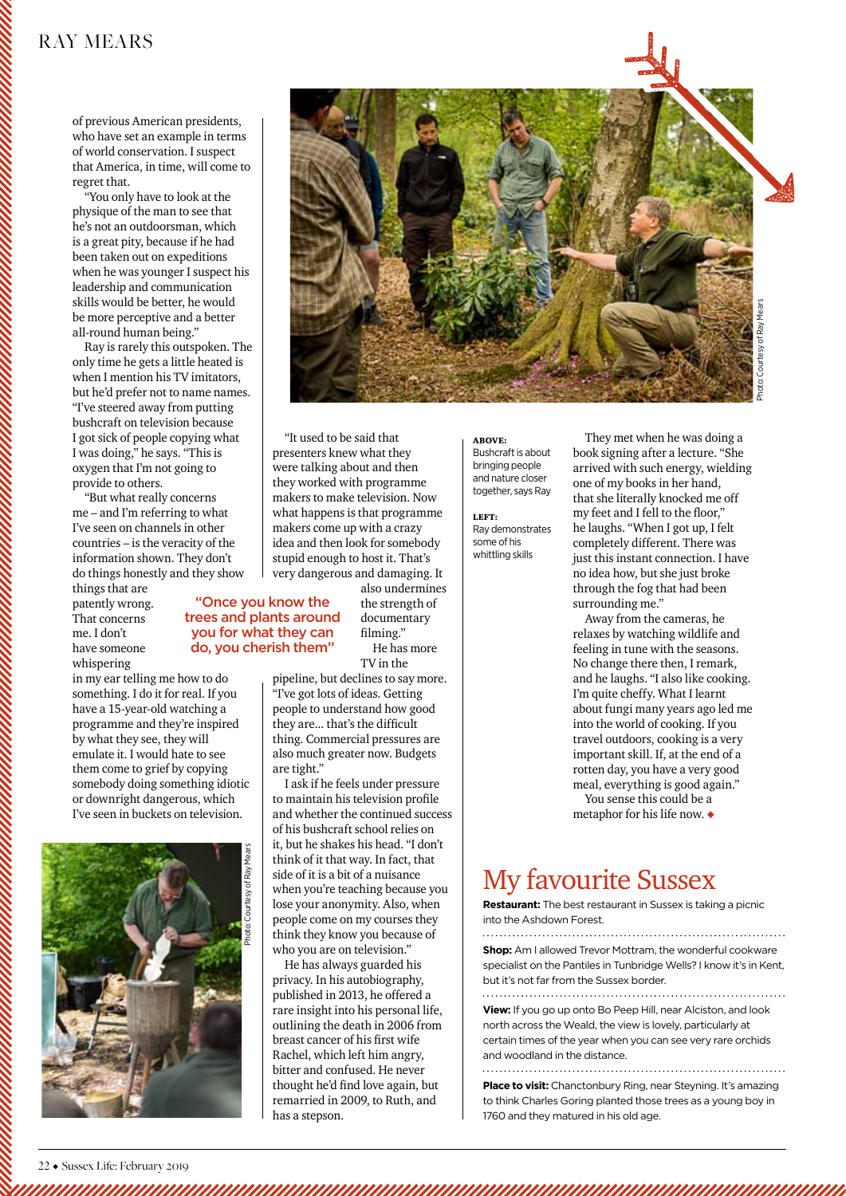of previous American presidents, who have set an example in terms of world conservation. I suspect that America, in time, will come to regret that.

"You only have to look at the physique of the man to see that he's not an outdoorsman, which is a great pity, because if he had been taken out on expeditions when he was younger I suspect his leadership and communication skills would be better, he would be more perceptive and a better all-round human being."

Ray is rarely this outspoken. The only time he gets a little heated is when I mention his TV imitators, but he'd prefer not to name names. "I've steered away from putting bushcraft on television because I got sick of people copying what I was doing," he says. "This is oxygen that I'm not going to provide to others.

"But what really concerns me – and I'm referring to what I've seen on channels in other countries – is the veracity of the information shown. They don't do things honestly and they show things that are patently wrong. That concerns me. I don't have someone whispering in my ear telling me how to do something. I do it for real. If you have a 15-year-old watching a programme and they're inspired by what they see, they will emulate it. I would hate to see them come to grief by copying somebody doing something idiotic or downright dangerous, which I've seen in buckets on television.

"It used to be said that presenters knew what they were talking about and then they worked with programme makers to make television. Now what happens is that programme makers come up with a crazy idea and then look for somebody stupid enough to host it. That's very dangerous and damaging. It also undermines the strength of documentary filming."

**"Once you know the trees and plants around you for what they can do, you cherish them"**

He has more TV in the pipeline, but declines to say more. "I've got lots of ideas. Getting people to understand how good they are... that's the difficult thing. Commercial pressures are also much greater now. Budgets are tight."

I ask if he feels under pressure to maintain his television profile and whether the continued success of his bushcraft school relies on it, but he shakes his head. "I don't think of it that way. In fact, that side of it is a bit of a nuisance when you're teaching because you lose your anonymity. Also, when people come on my courses they think they know you because of who you are on television."

He has always guarded his privacy. In his autobiography, published in 2013, he offered a rare insight into his personal life, outlining the death in 2006 from breast cancer of his first wife Rachel, which left him angry, bitter and confused. He never thought he'd find love again, but remarried in 2009, to Ruth, and has a stepson.

**ABOVE:** Bushcraft is about bringing people and nature closer together, says Ray

**LEFT:** Ray demonstrates some of his whittling skills

Photo: Courtesy of Ray Mears

They met when he was doing a book signing after a lecture. "She arrived with such energy, wielding one of my books in her hand, that she literally knocked me off my feet and I fell to the floor," he laughs. "When I got up, I felt completely different. There was just this instant connection. I have no idea how, but she just broke through the fog that had been surrounding me."

Away from the cameras, he relaxes by watching wildlife and feeling in tune with the seasons. No change there then, I remark, and he laughs. "I also like cooking. I'm quite cheffy. What I learnt about fungi many years ago led me into the world of cooking. If you travel outdoors, cooking is a very important skill. If, at the end of a rotten day, you have a very good meal, everything is good again."

You sense this could be a metaphor for his life now. ◆

# My favourite Sussex

**Restaurant:** The best restaurant in Sussex is taking a picnic into the Ashdown Forest.

**Shop:** Am I allowed Trevor Mottram, the wonderful cookware specialist on the Pantiles in Tunbridge Wells? I know it's in Kent, but it's not far from the Sussex border.

**View:** If you go up onto Bo Peep Hill, near Alciston, and look north across the Weald, the view is lovely, particularly at certain times of the year when you can see very rare orchids and woodland in the distance.

**Place to visit:** Chanctonbury Ring, near Steyning. It's amazing to think Charles Goring planted those trees as a young boy in 1760 and they matured in his old age.